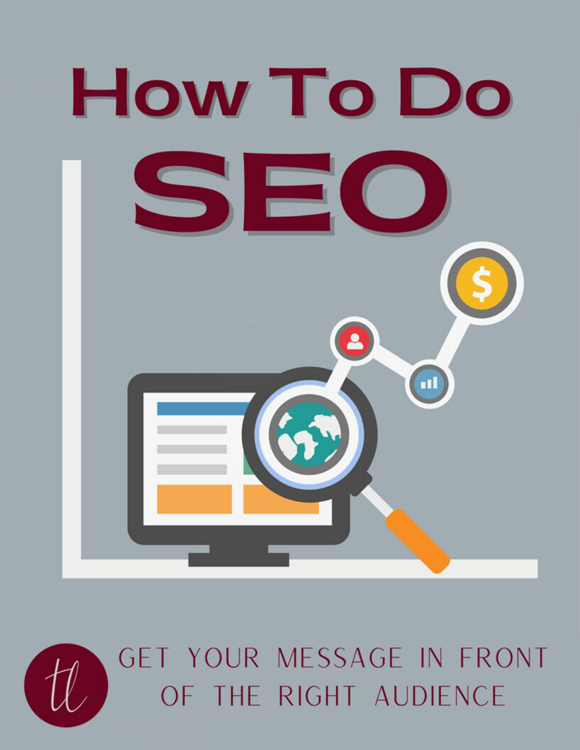# How To Do SEO

GET YOUR MESSAGE IN FRONT OF THE RIGHT AUDIENCE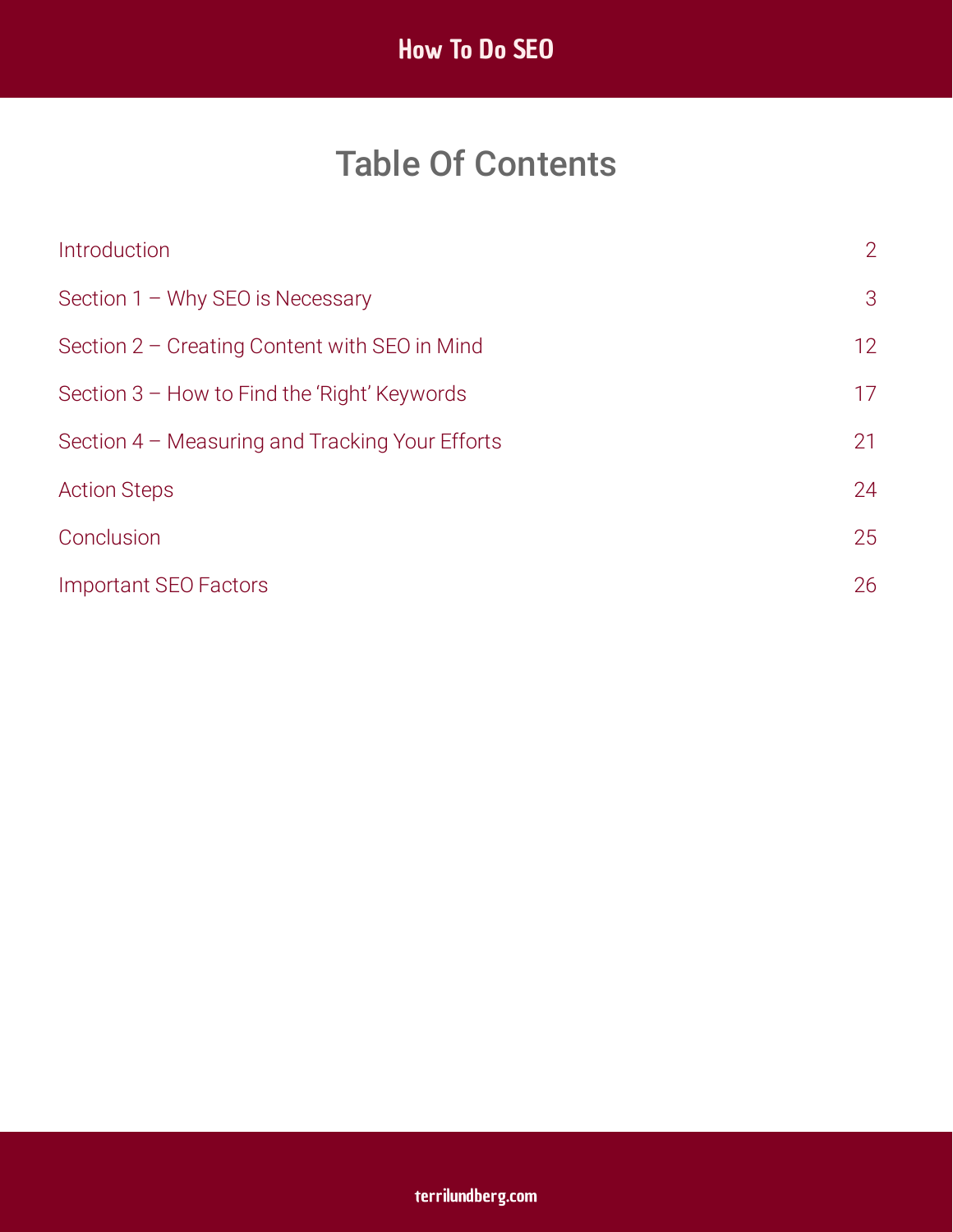# Table Of Contents

| | |
|---|---|
| Introduction | 2 |
| Section 1 – Why SEO is Necessary | 3 |
| Section 2 – Creating Content with SEO in Mind | 12 |
| Section 3 – How to Find the 'Right' Keywords | 17 |
| Section 4 – Measuring and Tracking Your Efforts | 21 |
| Action Steps | 24 |
| Conclusion | 25 |
| Important SEO Factors | 26 |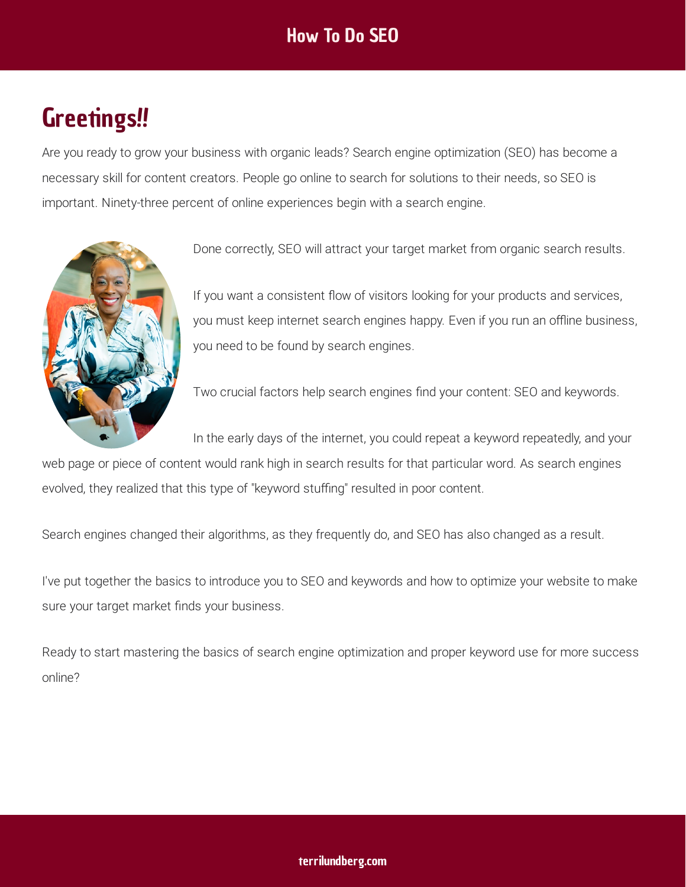# Greetings!!

Are you ready to grow your business with organic leads? Search engine optimization (SEO) has become a necessary skill for content creators. People go online to search for solutions to their needs, so SEO is important. Ninety-three percent of online experiences begin with a search engine.

Done correctly, SEO will attract your target market from organic search results.

If you want a consistent flow of visitors looking for your products and services, you must keep internet search engines happy. Even if you run an offline business, you need to be found by search engines.

Two crucial factors help search engines find your content: SEO and keywords.

In the early days of the internet, you could repeat a keyword repeatedly, and your web page or piece of content would rank high in search results for that particular word. As search engines evolved, they realized that this type of "keyword stuffing" resulted in poor content.

Search engines changed their algorithms, as they frequently do, and SEO has also changed as a result.

I've put together the basics to introduce you to SEO and keywords and how to optimize your website to make sure your target market finds your business.

Ready to start mastering the basics of search engine optimization and proper keyword use for more success online?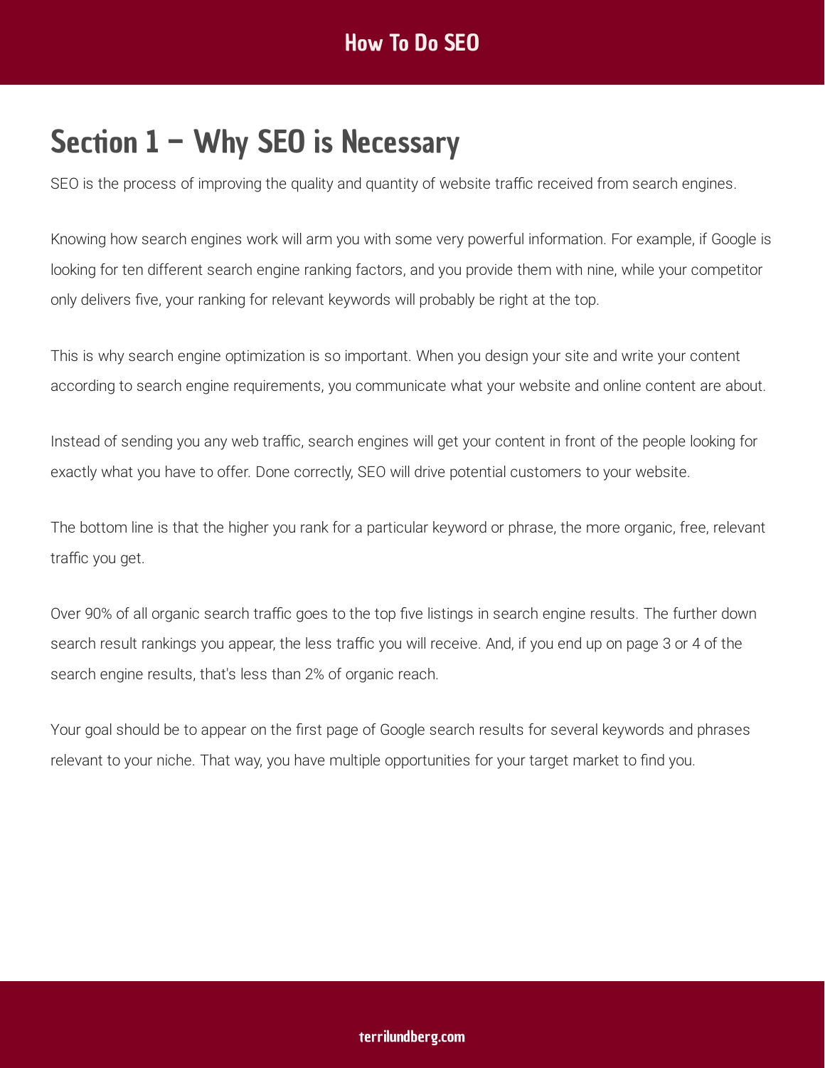## Section 1 – Why SEO is Necessary

SEO is the process of improving the quality and quantity of website traffic received from search engines.

Knowing how search engines work will arm you with some very powerful information. For example, if Google is looking for ten different search engine ranking factors, and you provide them with nine, while your competitor only delivers five, your ranking for relevant keywords will probably be right at the top.

This is why search engine optimization is so important. When you design your site and write your content according to search engine requirements, you communicate what your website and online content are about.

Instead of sending you any web traffic, search engines will get your content in front of the people looking for exactly what you have to offer. Done correctly, SEO will drive potential customers to your website.

The bottom line is that the higher you rank for a particular keyword or phrase, the more organic, free, relevant traffic you get.

Over 90% of all organic search traffic goes to the top five listings in search engine results. The further down search result rankings you appear, the less traffic you will receive. And, if you end up on page 3 or 4 of the search engine results, that's less than 2% of organic reach.

Your goal should be to appear on the first page of Google search results for several keywords and phrases relevant to your niche. That way, you have multiple opportunities for your target market to find you.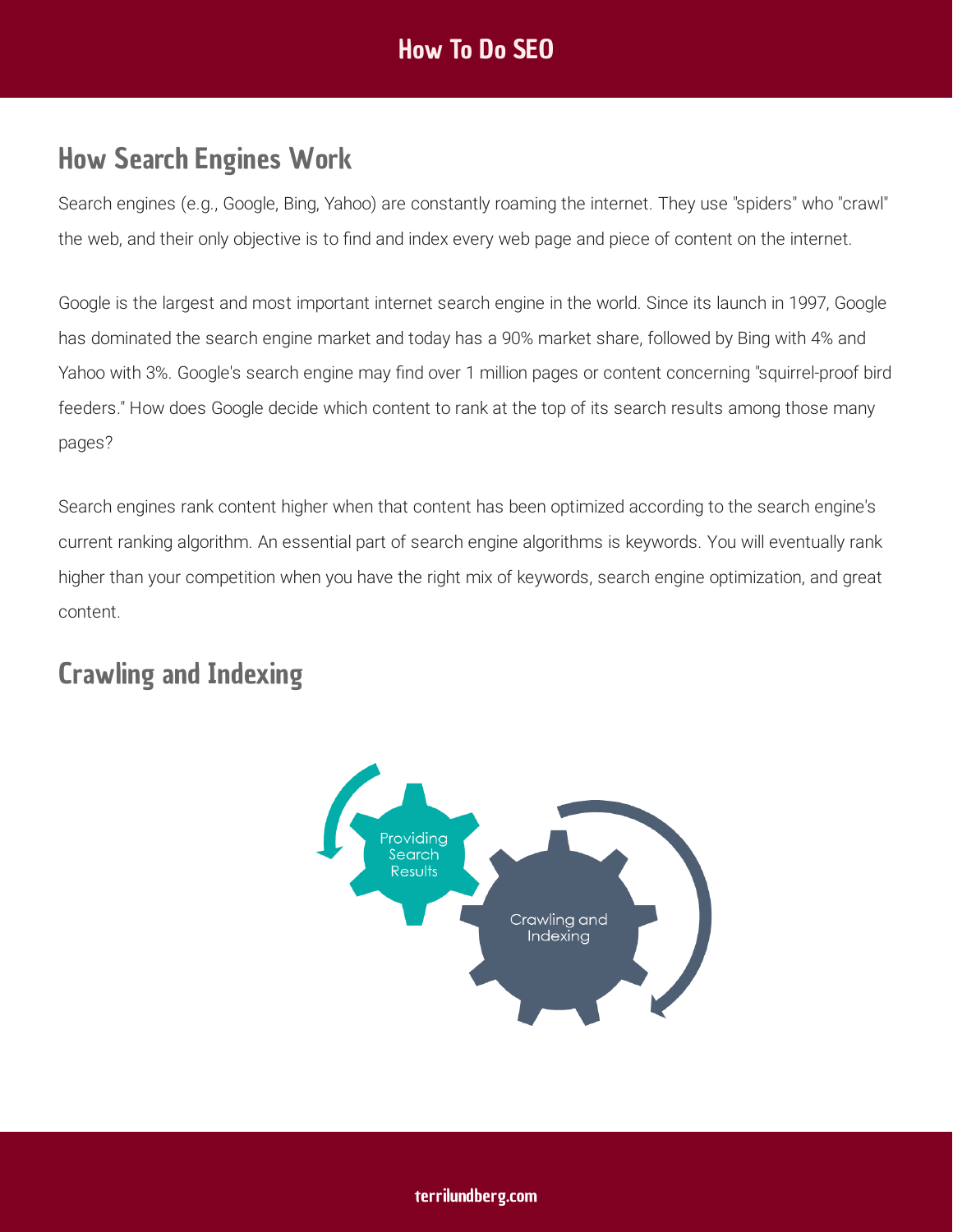## How Search Engines Work

Search engines (e.g., Google, Bing, Yahoo) are constantly roaming the internet. They use "spiders" who "crawl" the web, and their only objective is to find and index every web page and piece of content on the internet.

Google is the largest and most important internet search engine in the world. Since its launch in 1997, Google has dominated the search engine market and today has a 90% market share, followed by Bing with 4% and Yahoo with 3%. Google's search engine may find over 1 million pages or content concerning "squirrel-proof bird feeders." How does Google decide which content to rank at the top of its search results among those many pages?

Search engines rank content higher when that content has been optimized according to the search engine's current ranking algorithm. An essential part of search engine algorithms is keywords. You will eventually rank higher than your competition when you have the right mix of keywords, search engine optimization, and great content.

## Crawling and Indexing

Providing Search Results

Crawling and Indexing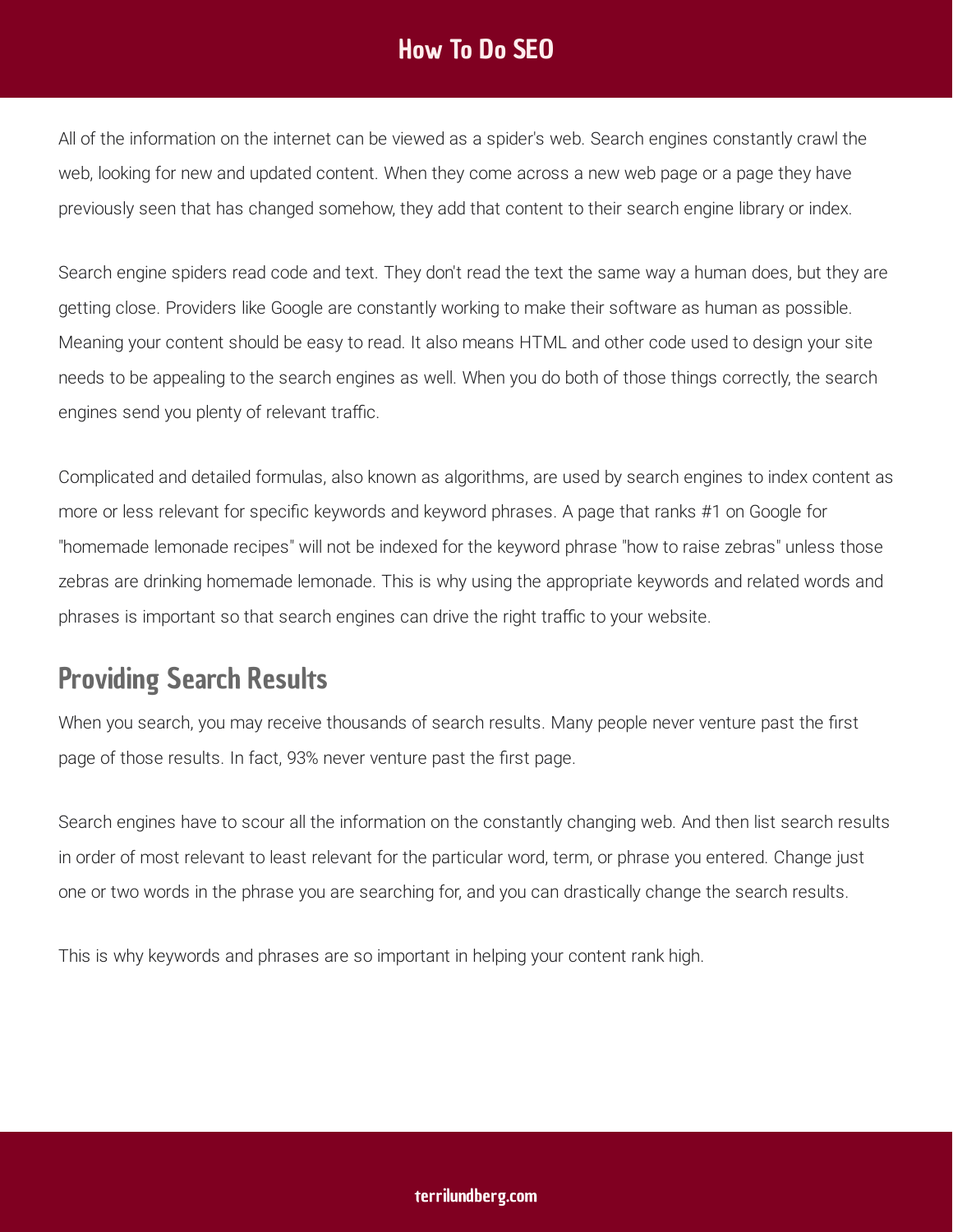All of the information on the internet can be viewed as a spider's web. Search engines constantly crawl the web, looking for new and updated content. When they come across a new web page or a page they have previously seen that has changed somehow, they add that content to their search engine library or index.

Search engine spiders read code and text. They don't read the text the same way a human does, but they are getting close. Providers like Google are constantly working to make their software as human as possible. Meaning your content should be easy to read. It also means HTML and other code used to design your site needs to be appealing to the search engines as well. When you do both of those things correctly, the search engines send you plenty of relevant traffic.

Complicated and detailed formulas, also known as algorithms, are used by search engines to index content as more or less relevant for specific keywords and keyword phrases. A page that ranks #1 on Google for "homemade lemonade recipes" will not be indexed for the keyword phrase "how to raise zebras" unless those zebras are drinking homemade lemonade. This is why using the appropriate keywords and related words and phrases is important so that search engines can drive the right traffic to your website.

## Providing Search Results

When you search, you may receive thousands of search results. Many people never venture past the first page of those results. In fact, 93% never venture past the first page.

Search engines have to scour all the information on the constantly changing web. And then list search results in order of most relevant to least relevant for the particular word, term, or phrase you entered. Change just one or two words in the phrase you are searching for, and you can drastically change the search results.

This is why keywords and phrases are so important in helping your content rank high.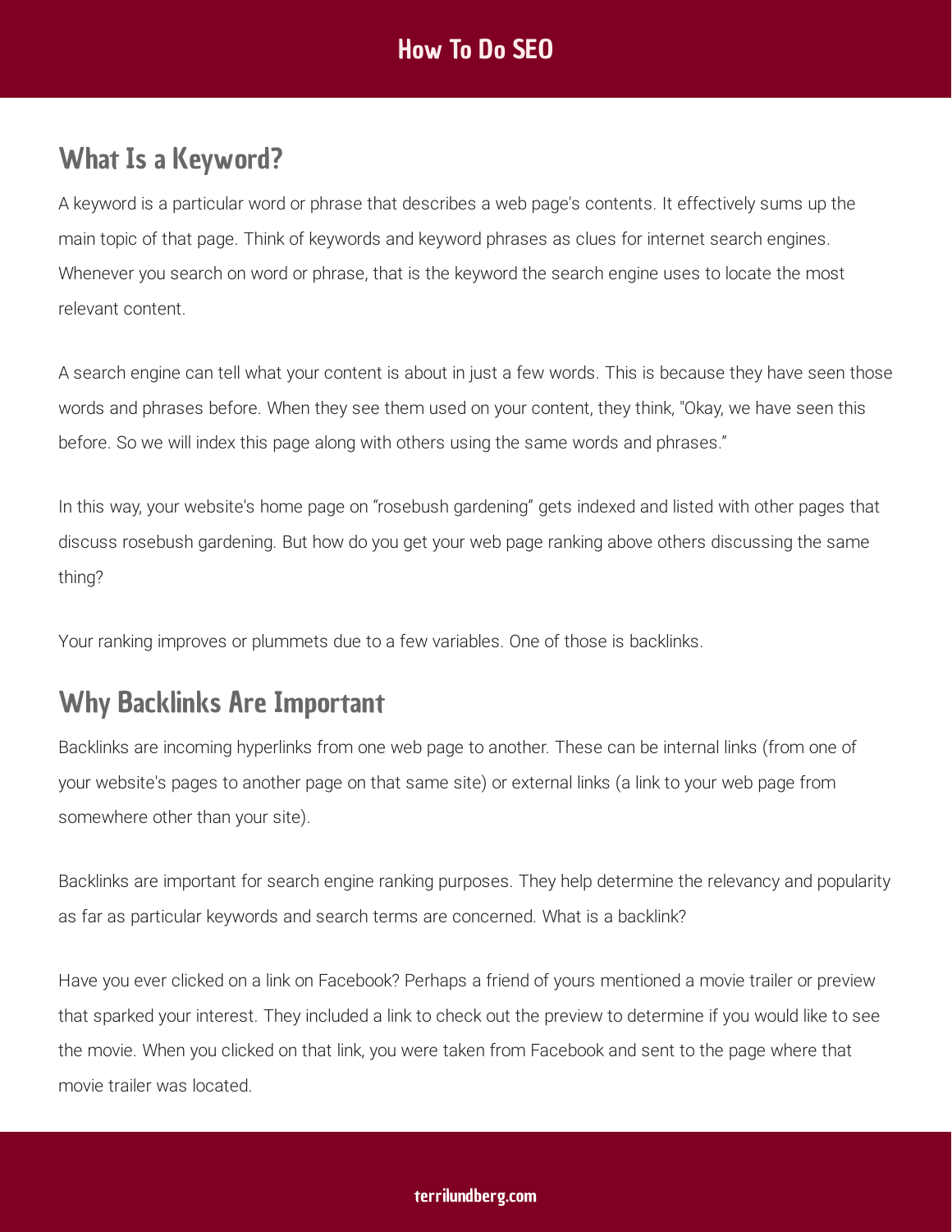## What Is a Keyword?

A keyword is a particular word or phrase that describes a web page's contents. It effectively sums up the main topic of that page. Think of keywords and keyword phrases as clues for internet search engines. Whenever you search on word or phrase, that is the keyword the search engine uses to locate the most relevant content.

A search engine can tell what your content is about in just a few words. This is because they have seen those words and phrases before. When they see them used on your content, they think, "Okay, we have seen this before. So we will index this page along with others using the same words and phrases."

In this way, your website's home page on "rosebush gardening" gets indexed and listed with other pages that discuss rosebush gardening. But how do you get your web page ranking above others discussing the same thing?

Your ranking improves or plummets due to a few variables. One of those is backlinks.

## Why Backlinks Are Important

Backlinks are incoming hyperlinks from one web page to another. These can be internal links (from one of your website's pages to another page on that same site) or external links (a link to your web page from somewhere other than your site).

Backlinks are important for search engine ranking purposes. They help determine the relevancy and popularity as far as particular keywords and search terms are concerned. What is a backlink?

Have you ever clicked on a link on Facebook? Perhaps a friend of yours mentioned a movie trailer or preview that sparked your interest. They included a link to check out the preview to determine if you would like to see the movie. When you clicked on that link, you were taken from Facebook and sent to the page where that movie trailer was located.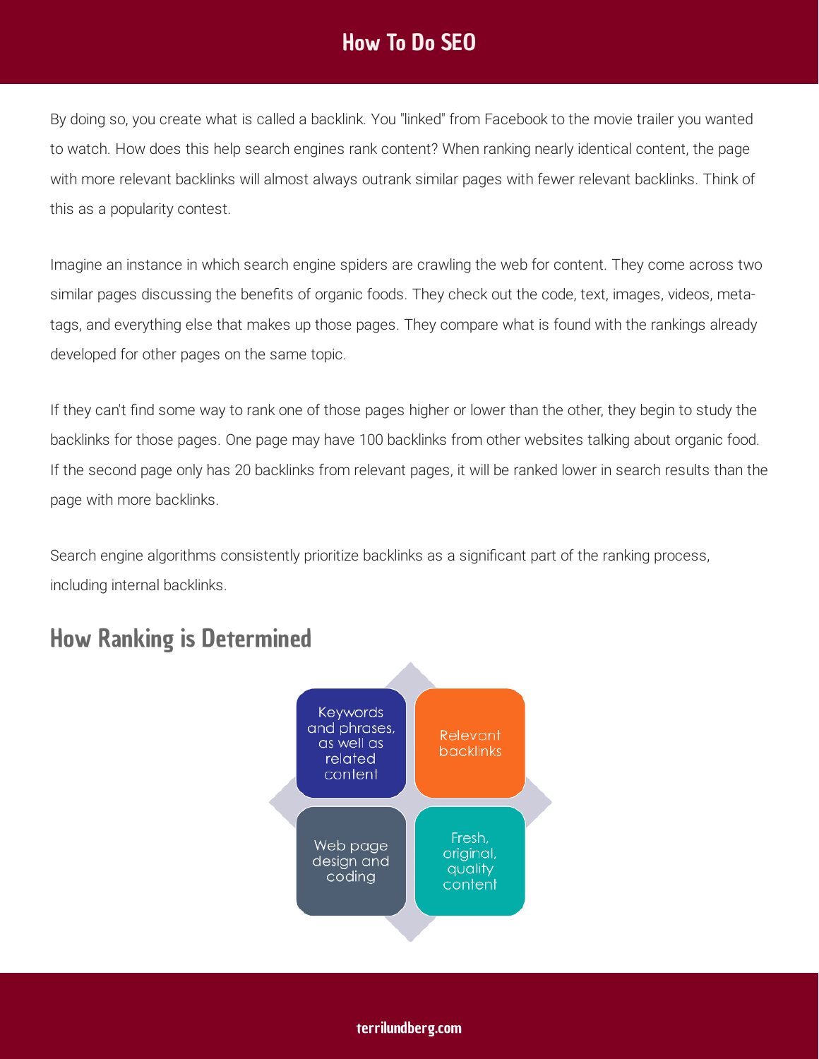By doing so, you create what is called a backlink. You "linked" from Facebook to the movie trailer you wanted to watch. How does this help search engines rank content? When ranking nearly identical content, the page with more relevant backlinks will almost always outrank similar pages with fewer relevant backlinks. Think of this as a popularity contest.

Imagine an instance in which search engine spiders are crawling the web for content. They come across two similar pages discussing the benefits of organic foods. They check out the code, text, images, videos, meta-tags, and everything else that makes up those pages. They compare what is found with the rankings already developed for other pages on the same topic.

If they can't find some way to rank one of those pages higher or lower than the other, they begin to study the backlinks for those pages. One page may have 100 backlinks from other websites talking about organic food. If the second page only has 20 backlinks from relevant pages, it will be ranked lower in search results than the page with more backlinks.

Search engine algorithms consistently prioritize backlinks as a significant part of the ranking process, including internal backlinks.

## How Ranking is Determined

- Keywords and phrases, as well as related content
- Relevant backlinks
- Web page design and coding
- Fresh, original, quality content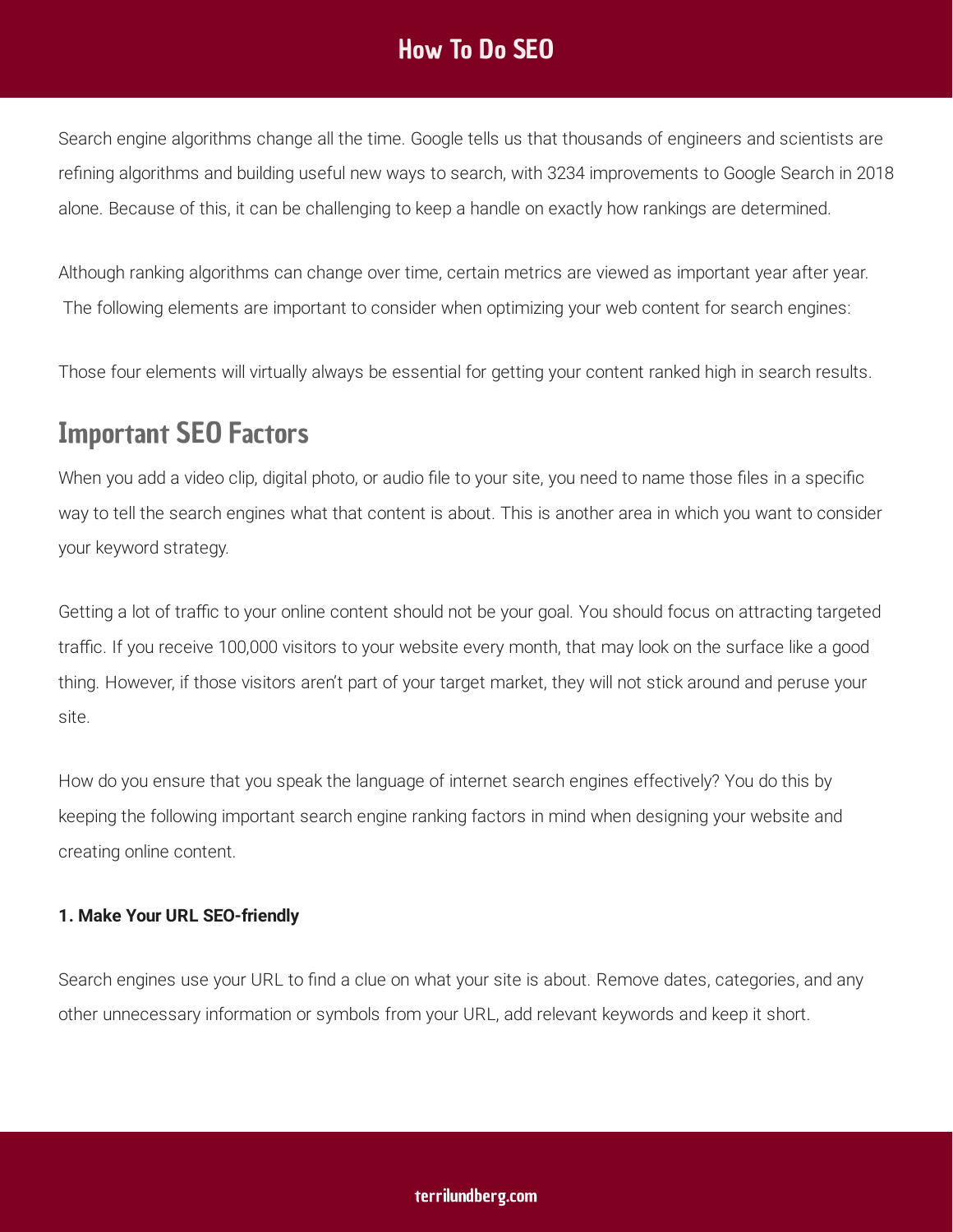Search engine algorithms change all the time. Google tells us that thousands of engineers and scientists are refining algorithms and building useful new ways to search, with 3234 improvements to Google Search in 2018 alone. Because of this, it can be challenging to keep a handle on exactly how rankings are determined.

Although ranking algorithms can change over time, certain metrics are viewed as important year after year. The following elements are important to consider when optimizing your web content for search engines:

Those four elements will virtually always be essential for getting your content ranked high in search results.

## Important SEO Factors

When you add a video clip, digital photo, or audio file to your site, you need to name those files in a specific way to tell the search engines what that content is about. This is another area in which you want to consider your keyword strategy.

Getting a lot of traffic to your online content should not be your goal. You should focus on attracting targeted traffic. If you receive 100,000 visitors to your website every month, that may look on the surface like a good thing. However, if those visitors aren't part of your target market, they will not stick around and peruse your site.

How do you ensure that you speak the language of internet search engines effectively? You do this by keeping the following important search engine ranking factors in mind when designing your website and creating online content.

**1. Make Your URL SEO-friendly**

Search engines use your URL to find a clue on what your site is about. Remove dates, categories, and any other unnecessary information or symbols from your URL, add relevant keywords and keep it short.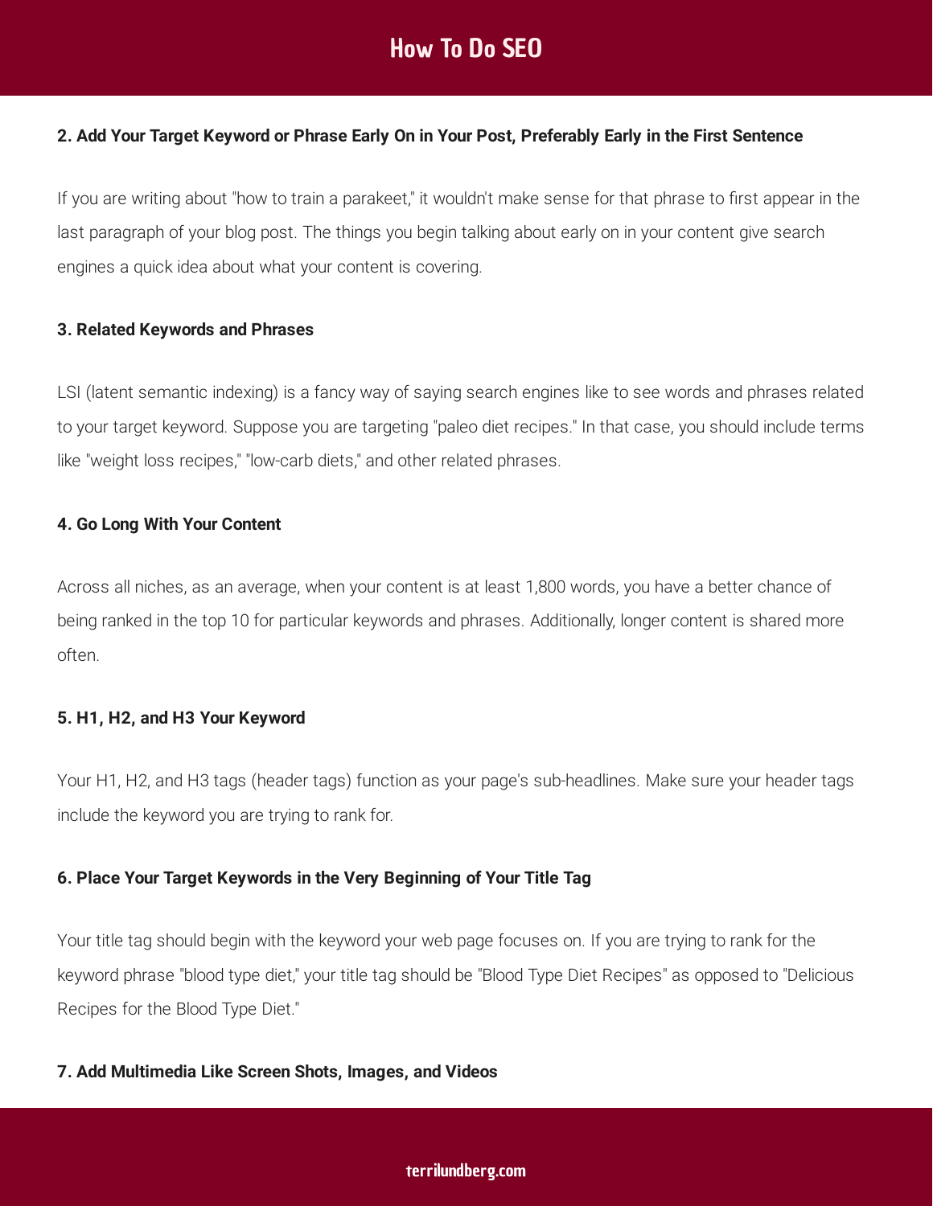### 2. Add Your Target Keyword or Phrase Early On in Your Post, Preferably Early in the First Sentence

If you are writing about "how to train a parakeet," it wouldn't make sense for that phrase to first appear in the last paragraph of your blog post. The things you begin talking about early on in your content give search engines a quick idea about what your content is covering.

### 3. Related Keywords and Phrases

LSI (latent semantic indexing) is a fancy way of saying search engines like to see words and phrases related to your target keyword. Suppose you are targeting "paleo diet recipes." In that case, you should include terms like "weight loss recipes," "low-carb diets," and other related phrases.

### 4. Go Long With Your Content

Across all niches, as an average, when your content is at least 1,800 words, you have a better chance of being ranked in the top 10 for particular keywords and phrases. Additionally, longer content is shared more often.

### 5. H1, H2, and H3 Your Keyword

Your H1, H2, and H3 tags (header tags) function as your page's sub-headlines. Make sure your header tags include the keyword you are trying to rank for.

### 6. Place Your Target Keywords in the Very Beginning of Your Title Tag

Your title tag should begin with the keyword your web page focuses on. If you are trying to rank for the keyword phrase "blood type diet," your title tag should be "Blood Type Diet Recipes" as opposed to "Delicious Recipes for the Blood Type Diet."

### 7. Add Multimedia Like Screen Shots, Images, and Videos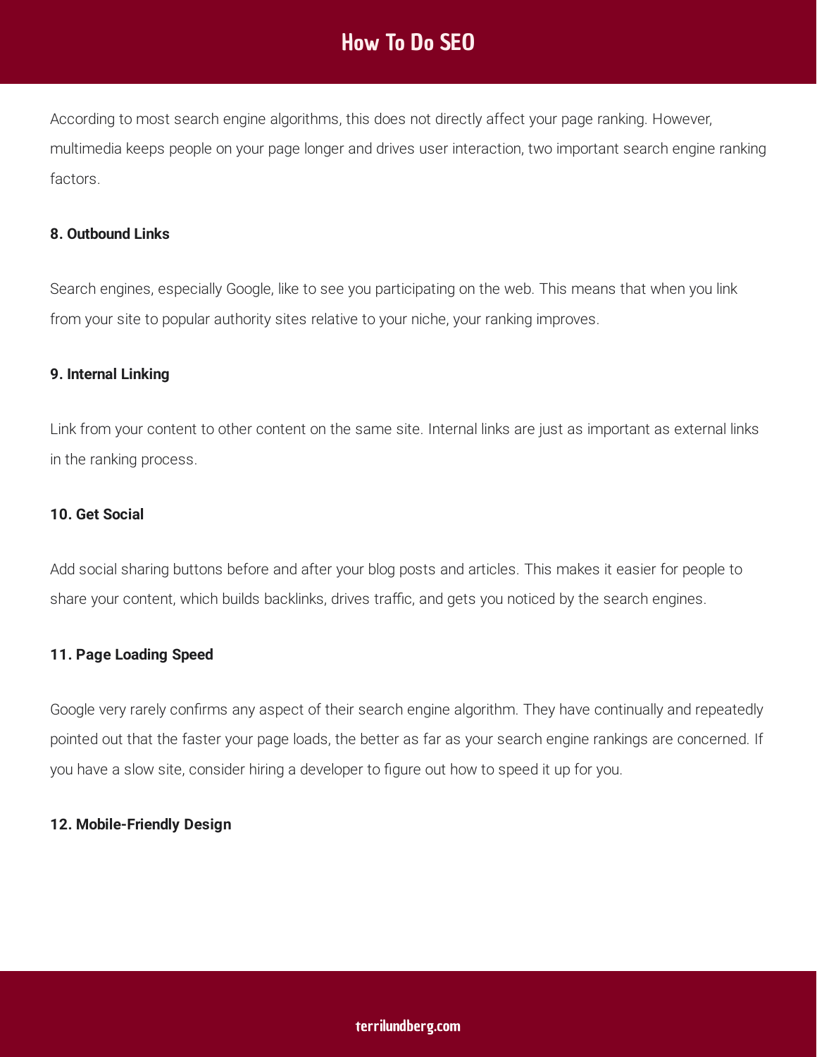According to most search engine algorithms, this does not directly affect your page ranking. However, multimedia keeps people on your page longer and drives user interaction, two important search engine ranking factors.

#### 8. Outbound Links

Search engines, especially Google, like to see you participating on the web. This means that when you link from your site to popular authority sites relative to your niche, your ranking improves.

#### 9. Internal Linking

Link from your content to other content on the same site. Internal links are just as important as external links in the ranking process.

#### 10. Get Social

Add social sharing buttons before and after your blog posts and articles. This makes it easier for people to share your content, which builds backlinks, drives traffic, and gets you noticed by the search engines.

#### 11. Page Loading Speed

Google very rarely confirms any aspect of their search engine algorithm. They have continually and repeatedly pointed out that the faster your page loads, the better as far as your search engine rankings are concerned. If you have a slow site, consider hiring a developer to figure out how to speed it up for you.

#### 12. Mobile-Friendly Design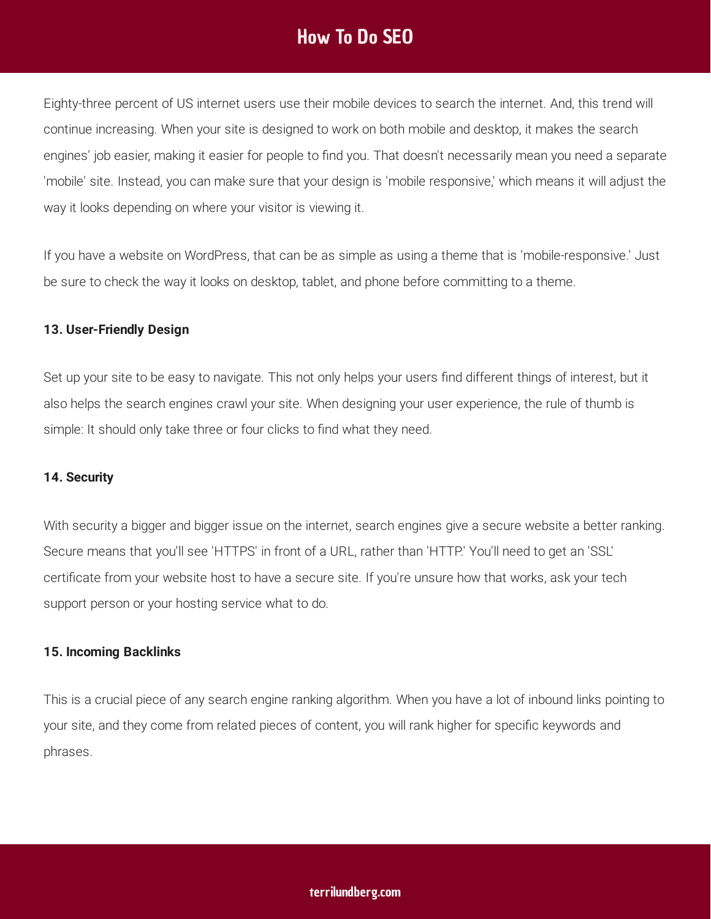Eighty-three percent of US internet users use their mobile devices to search the internet. And, this trend will continue increasing. When your site is designed to work on both mobile and desktop, it makes the search engines' job easier, making it easier for people to find you. That doesn't necessarily mean you need a separate 'mobile' site. Instead, you can make sure that your design is 'mobile responsive,' which means it will adjust the way it looks depending on where your visitor is viewing it.

If you have a website on WordPress, that can be as simple as using a theme that is 'mobile-responsive.' Just be sure to check the way it looks on desktop, tablet, and phone before committing to a theme.

**13. User-Friendly Design**

Set up your site to be easy to navigate. This not only helps your users find different things of interest, but it also helps the search engines crawl your site. When designing your user experience, the rule of thumb is simple: It should only take three or four clicks to find what they need.

**14. Security**

With security a bigger and bigger issue on the internet, search engines give a secure website a better ranking. Secure means that you'll see 'HTTPS' in front of a URL, rather than 'HTTP.' You'll need to get an 'SSL' certificate from your website host to have a secure site. If you're unsure how that works, ask your tech support person or your hosting service what to do.

**15. Incoming Backlinks**

This is a crucial piece of any search engine ranking algorithm. When you have a lot of inbound links pointing to your site, and they come from related pieces of content, you will rank higher for specific keywords and phrases.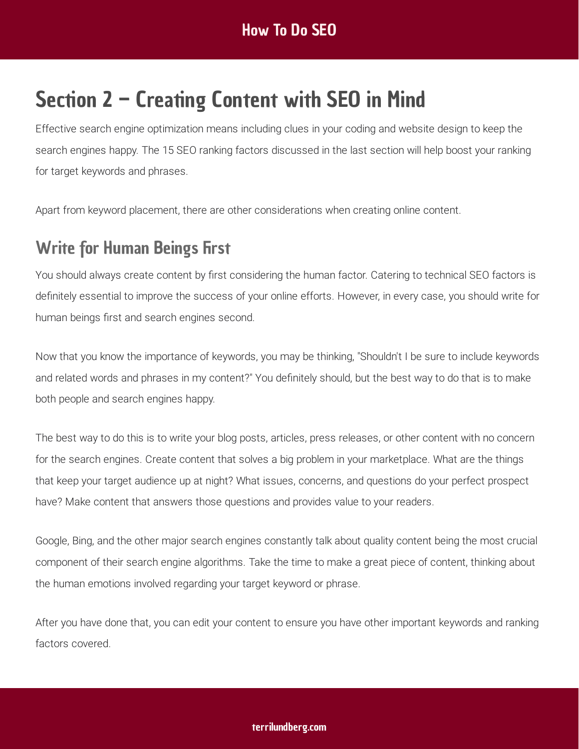# Section 2 – Creating Content with SEO in Mind

Effective search engine optimization means including clues in your coding and website design to keep the search engines happy. The 15 SEO ranking factors discussed in the last section will help boost your ranking for target keywords and phrases.

Apart from keyword placement, there are other considerations when creating online content.

## Write for Human Beings First

You should always create content by first considering the human factor. Catering to technical SEO factors is definitely essential to improve the success of your online efforts. However, in every case, you should write for human beings first and search engines second.

Now that you know the importance of keywords, you may be thinking, "Shouldn't I be sure to include keywords and related words and phrases in my content?" You definitely should, but the best way to do that is to make both people and search engines happy.

The best way to do this is to write your blog posts, articles, press releases, or other content with no concern for the search engines. Create content that solves a big problem in your marketplace. What are the things that keep your target audience up at night? What issues, concerns, and questions do your perfect prospect have? Make content that answers those questions and provides value to your readers.

Google, Bing, and the other major search engines constantly talk about quality content being the most crucial component of their search engine algorithms. Take the time to make a great piece of content, thinking about the human emotions involved regarding your target keyword or phrase.

After you have done that, you can edit your content to ensure you have other important keywords and ranking factors covered.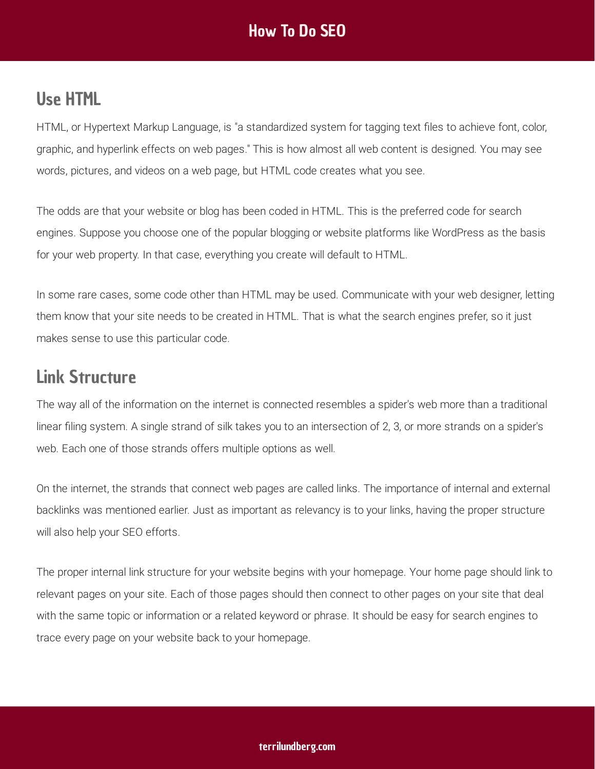## Use HTML

HTML, or Hypertext Markup Language, is "a standardized system for tagging text files to achieve font, color, graphic, and hyperlink effects on web pages." This is how almost all web content is designed. You may see words, pictures, and videos on a web page, but HTML code creates what you see.

The odds are that your website or blog has been coded in HTML. This is the preferred code for search engines. Suppose you choose one of the popular blogging or website platforms like WordPress as the basis for your web property. In that case, everything you create will default to HTML.

In some rare cases, some code other than HTML may be used. Communicate with your web designer, letting them know that your site needs to be created in HTML. That is what the search engines prefer, so it just makes sense to use this particular code.

## Link Structure

The way all of the information on the internet is connected resembles a spider's web more than a traditional linear filing system. A single strand of silk takes you to an intersection of 2, 3, or more strands on a spider's web. Each one of those strands offers multiple options as well.

On the internet, the strands that connect web pages are called links. The importance of internal and external backlinks was mentioned earlier. Just as important as relevancy is to your links, having the proper structure will also help your SEO efforts.

The proper internal link structure for your website begins with your homepage. Your home page should link to relevant pages on your site. Each of those pages should then connect to other pages on your site that deal with the same topic or information or a related keyword or phrase. It should be easy for search engines to trace every page on your website back to your homepage.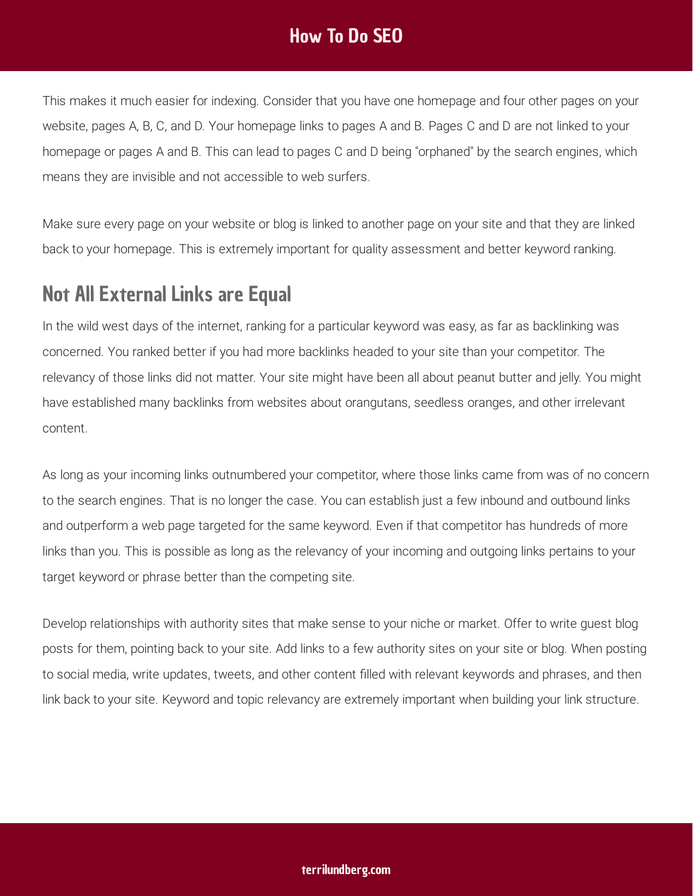This makes it much easier for indexing. Consider that you have one homepage and four other pages on your website, pages A, B, C, and D. Your homepage links to pages A and B. Pages C and D are not linked to your homepage or pages A and B. This can lead to pages C and D being "orphaned" by the search engines, which means they are invisible and not accessible to web surfers.

Make sure every page on your website or blog is linked to another page on your site and that they are linked back to your homepage. This is extremely important for quality assessment and better keyword ranking.

## Not All External Links are Equal

In the wild west days of the internet, ranking for a particular keyword was easy, as far as backlinking was concerned. You ranked better if you had more backlinks headed to your site than your competitor. The relevancy of those links did not matter. Your site might have been all about peanut butter and jelly. You might have established many backlinks from websites about orangutans, seedless oranges, and other irrelevant content.

As long as your incoming links outnumbered your competitor, where those links came from was of no concern to the search engines. That is no longer the case. You can establish just a few inbound and outbound links and outperform a web page targeted for the same keyword. Even if that competitor has hundreds of more links than you. This is possible as long as the relevancy of your incoming and outgoing links pertains to your target keyword or phrase better than the competing site.

Develop relationships with authority sites that make sense to your niche or market. Offer to write guest blog posts for them, pointing back to your site. Add links to a few authority sites on your site or blog. When posting to social media, write updates, tweets, and other content filled with relevant keywords and phrases, and then link back to your site. Keyword and topic relevancy are extremely important when building your link structure.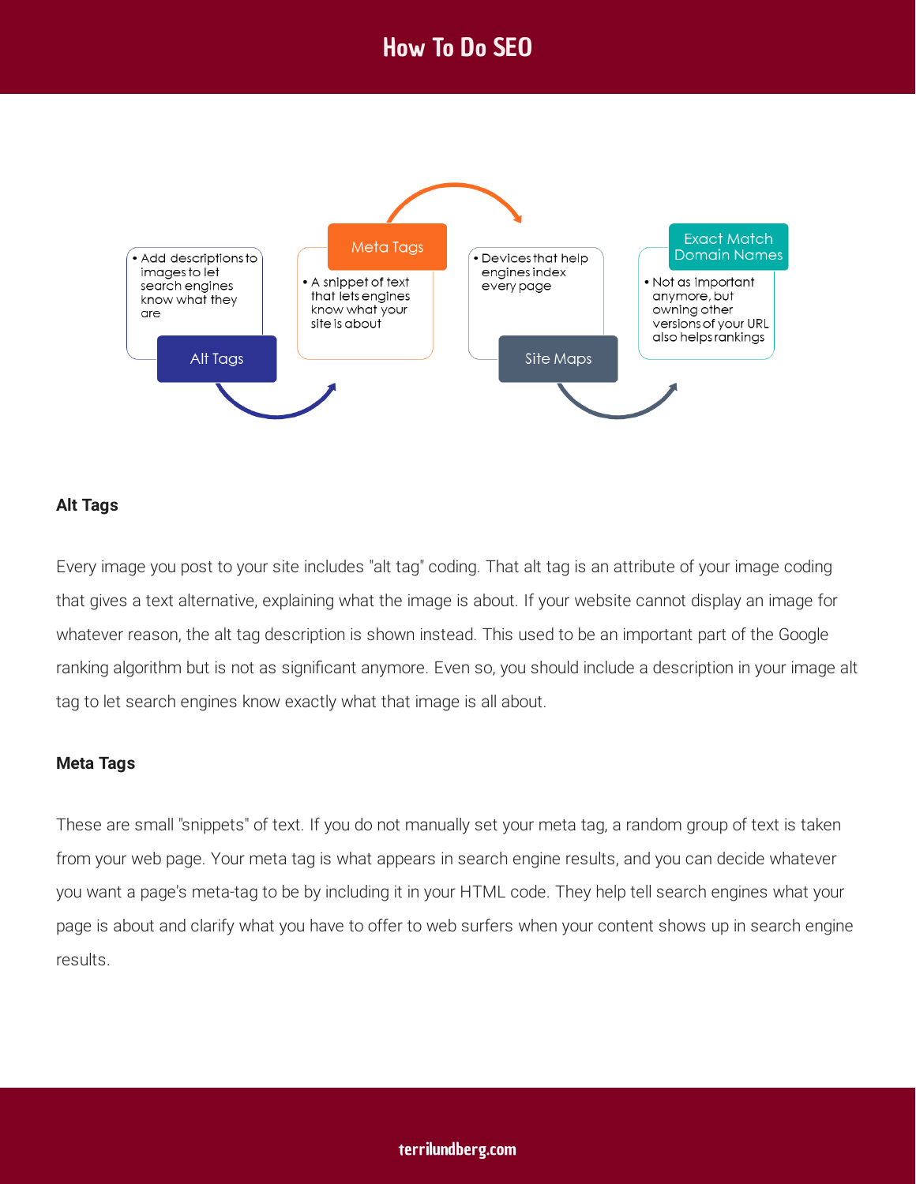# How To Do SEO

**Alt Tags**
- Add descriptions to images to let search engines know what they are

**Meta Tags**
- A snippet of text that lets engines know what your site is about

**Site Maps**
- Devices that help engines index every page

**Exact Match Domain Names**
- Not as important anymore, but owning other versions of your URL also helps rankings

### Alt Tags

Every image you post to your site includes "alt tag" coding. That alt tag is an attribute of your image coding that gives a text alternative, explaining what the image is about. If your website cannot display an image for whatever reason, the alt tag description is shown instead. This used to be an important part of the Google ranking algorithm but is not as significant anymore. Even so, you should include a description in your image alt tag to let search engines know exactly what that image is all about.

### Meta Tags

These are small "snippets" of text. If you do not manually set your meta tag, a random group of text is taken from your web page. Your meta tag is what appears in search engine results, and you can decide whatever you want a page's meta-tag to be by including it in your HTML code. They help tell search engines what your page is about and clarify what you have to offer to web surfers when your content shows up in search engine results.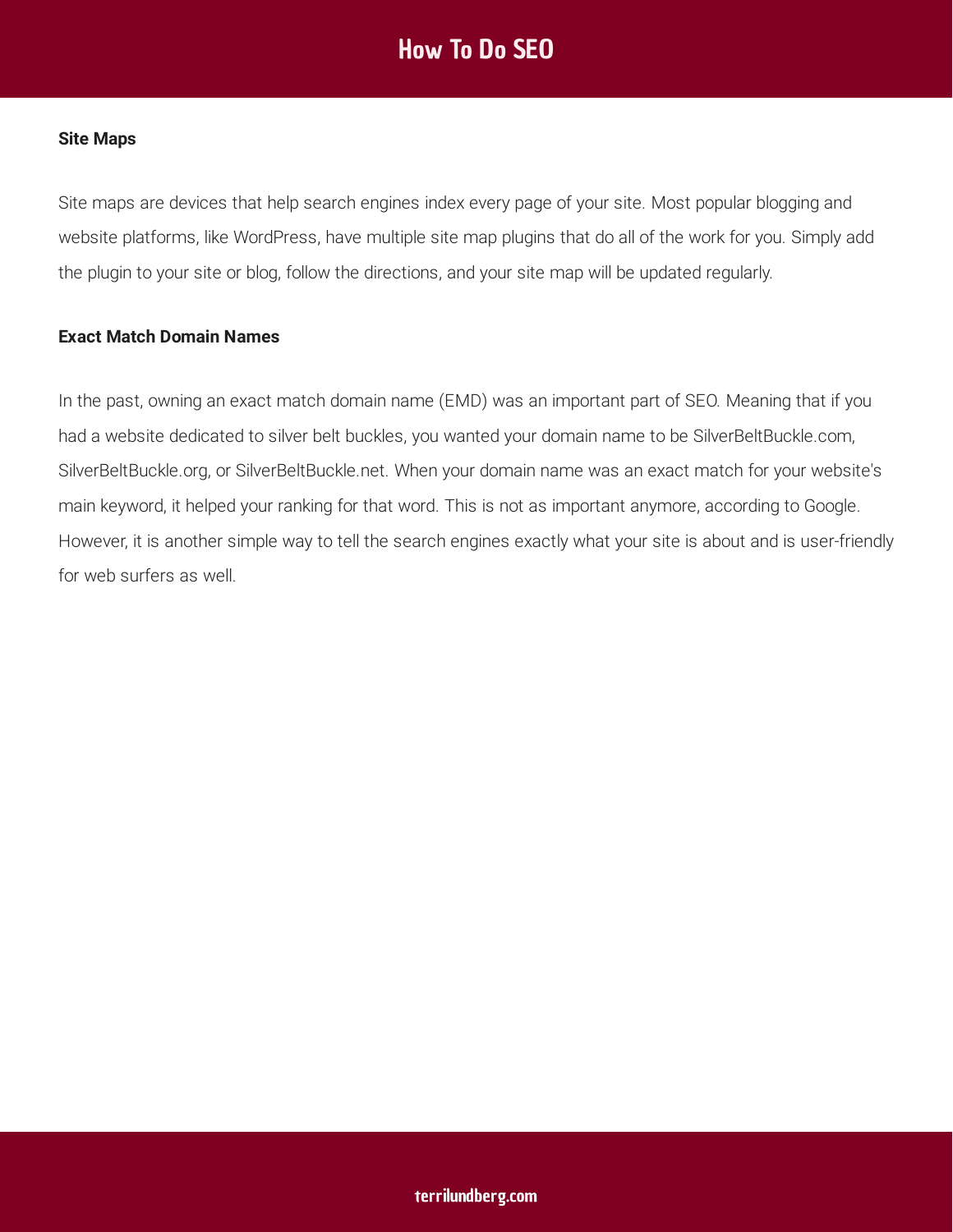**Site Maps**

Site maps are devices that help search engines index every page of your site. Most popular blogging and website platforms, like WordPress, have multiple site map plugins that do all of the work for you. Simply add the plugin to your site or blog, follow the directions, and your site map will be updated regularly.

**Exact Match Domain Names**

In the past, owning an exact match domain name (EMD) was an important part of SEO. Meaning that if you had a website dedicated to silver belt buckles, you wanted your domain name to be SilverBeltBuckle.com, SilverBeltBuckle.org, or SilverBeltBuckle.net. When your domain name was an exact match for your website's main keyword, it helped your ranking for that word. This is not as important anymore, according to Google. However, it is another simple way to tell the search engines exactly what your site is about and is user-friendly for web surfers as well.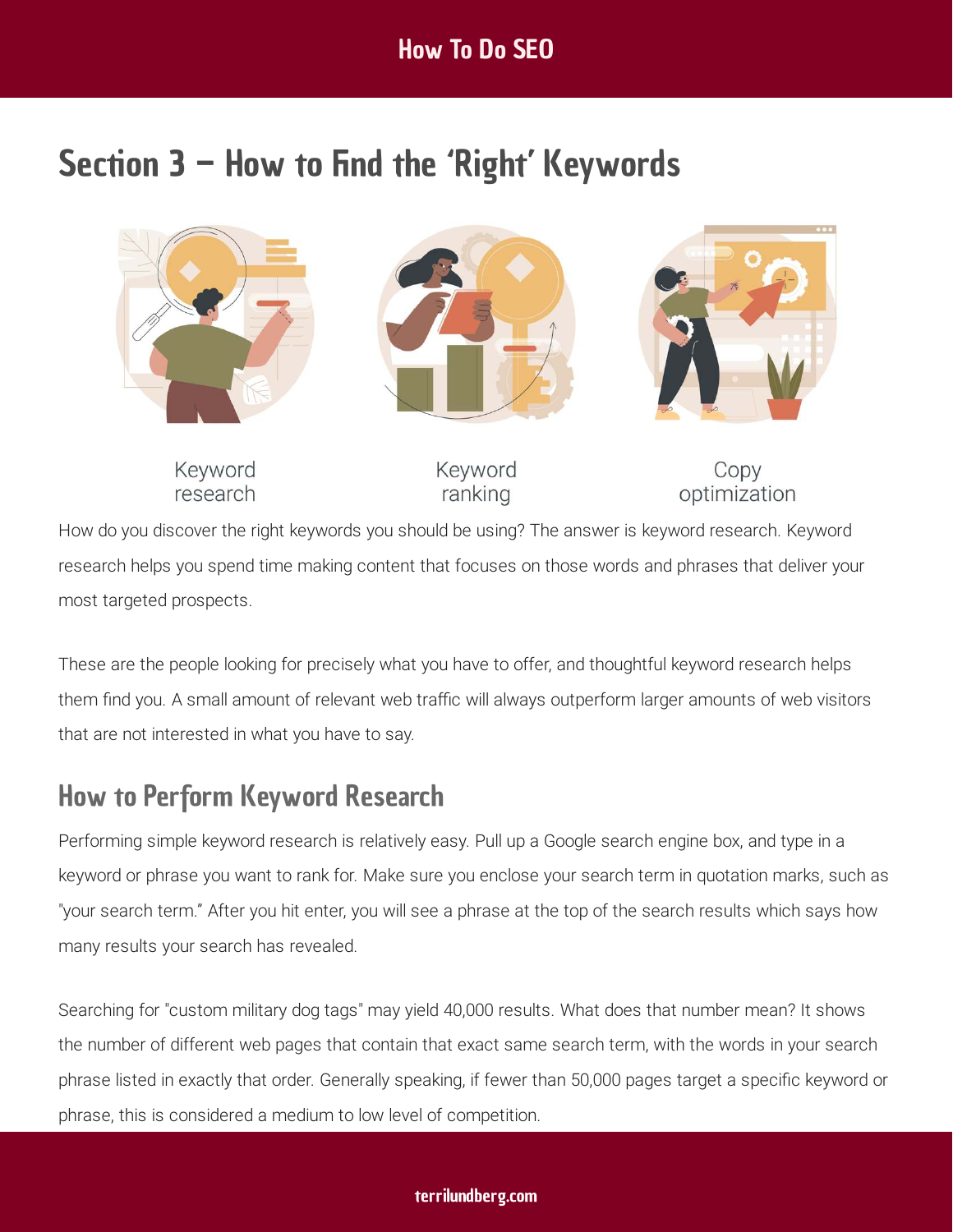# Section 3 – How to Find the 'Right' Keywords

Keyword research

Keyword ranking

Copy optimization

How do you discover the right keywords you should be using? The answer is keyword research. Keyword research helps you spend time making content that focuses on those words and phrases that deliver your most targeted prospects.

These are the people looking for precisely what you have to offer, and thoughtful keyword research helps them find you. A small amount of relevant web traffic will always outperform larger amounts of web visitors that are not interested in what you have to say.

## How to Perform Keyword Research

Performing simple keyword research is relatively easy. Pull up a Google search engine box, and type in a keyword or phrase you want to rank for. Make sure you enclose your search term in quotation marks, such as "your search term." After you hit enter, you will see a phrase at the top of the search results which says how many results your search has revealed.

Searching for "custom military dog tags" may yield 40,000 results. What does that number mean? It shows the number of different web pages that contain that exact same search term, with the words in your search phrase listed in exactly that order. Generally speaking, if fewer than 50,000 pages target a specific keyword or phrase, this is considered a medium to low level of competition.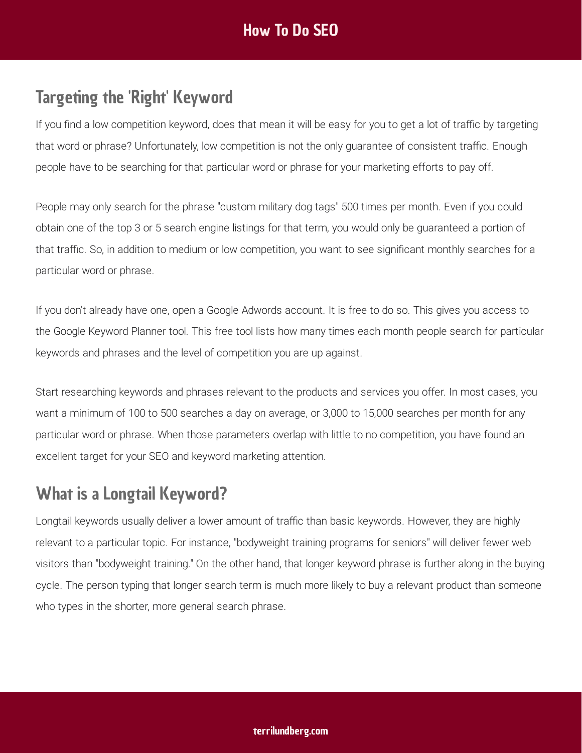## Targeting the 'Right' Keyword

If you find a low competition keyword, does that mean it will be easy for you to get a lot of traffic by targeting that word or phrase? Unfortunately, low competition is not the only guarantee of consistent traffic. Enough people have to be searching for that particular word or phrase for your marketing efforts to pay off.

People may only search for the phrase "custom military dog tags" 500 times per month. Even if you could obtain one of the top 3 or 5 search engine listings for that term, you would only be guaranteed a portion of that traffic. So, in addition to medium or low competition, you want to see significant monthly searches for a particular word or phrase.

If you don't already have one, open a Google Adwords account. It is free to do so. This gives you access to the Google Keyword Planner tool. This free tool lists how many times each month people search for particular keywords and phrases and the level of competition you are up against.

Start researching keywords and phrases relevant to the products and services you offer. In most cases, you want a minimum of 100 to 500 searches a day on average, or 3,000 to 15,000 searches per month for any particular word or phrase. When those parameters overlap with little to no competition, you have found an excellent target for your SEO and keyword marketing attention.

## What is a Longtail Keyword?

Longtail keywords usually deliver a lower amount of traffic than basic keywords. However, they are highly relevant to a particular topic. For instance, "bodyweight training programs for seniors" will deliver fewer web visitors than "bodyweight training." On the other hand, that longer keyword phrase is further along in the buying cycle. The person typing that longer search term is much more likely to buy a relevant product than someone who types in the shorter, more general search phrase.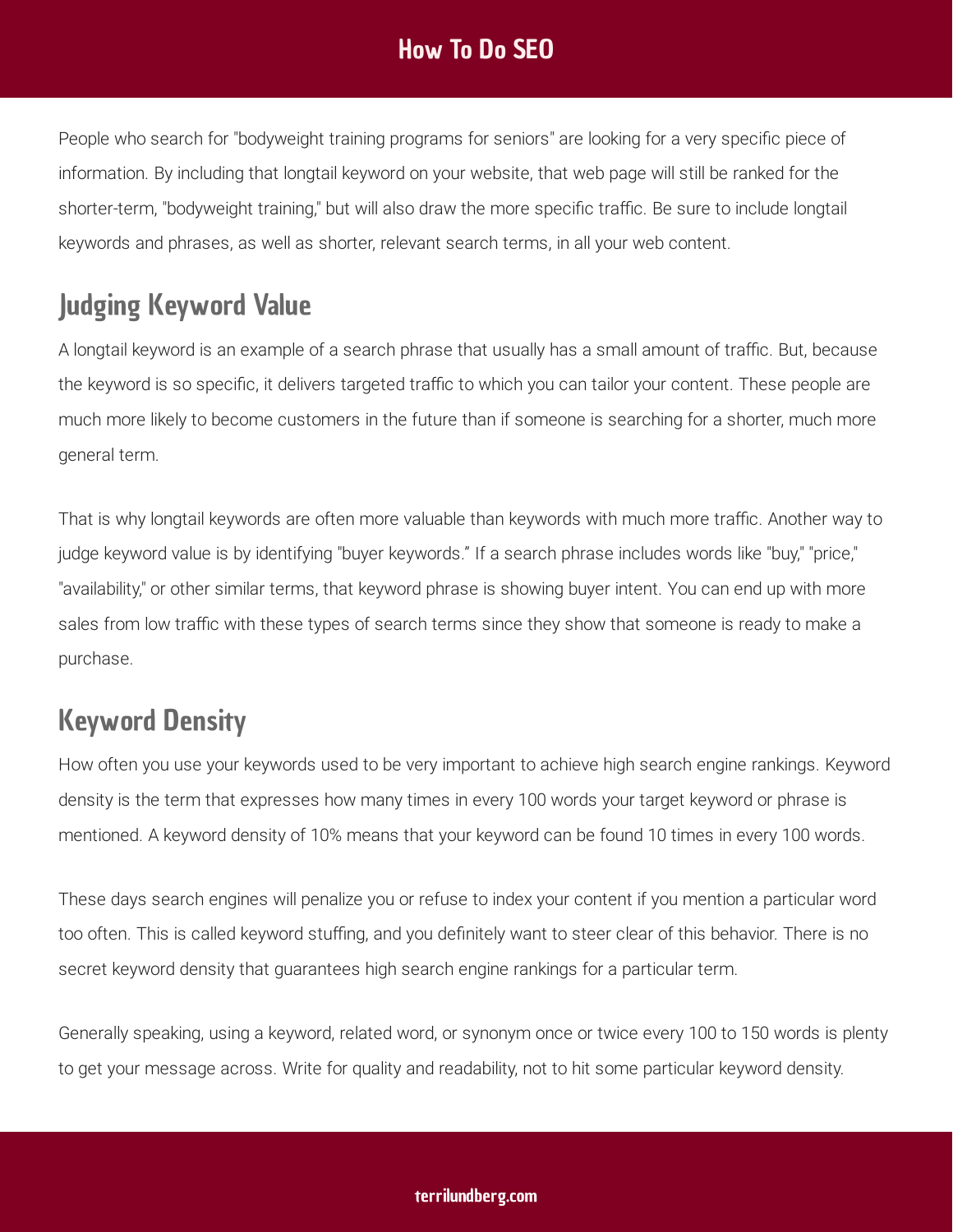People who search for "bodyweight training programs for seniors" are looking for a very specific piece of information. By including that longtail keyword on your website, that web page will still be ranked for the shorter-term, "bodyweight training," but will also draw the more specific traffic. Be sure to include longtail keywords and phrases, as well as shorter, relevant search terms, in all your web content.

## Judging Keyword Value

A longtail keyword is an example of a search phrase that usually has a small amount of traffic. But, because the keyword is so specific, it delivers targeted traffic to which you can tailor your content. These people are much more likely to become customers in the future than if someone is searching for a shorter, much more general term.

That is why longtail keywords are often more valuable than keywords with much more traffic. Another way to judge keyword value is by identifying "buyer keywords." If a search phrase includes words like "buy," "price," "availability," or other similar terms, that keyword phrase is showing buyer intent. You can end up with more sales from low traffic with these types of search terms since they show that someone is ready to make a purchase.

## Keyword Density

How often you use your keywords used to be very important to achieve high search engine rankings. Keyword density is the term that expresses how many times in every 100 words your target keyword or phrase is mentioned. A keyword density of 10% means that your keyword can be found 10 times in every 100 words.

These days search engines will penalize you or refuse to index your content if you mention a particular word too often. This is called keyword stuffing, and you definitely want to steer clear of this behavior. There is no secret keyword density that guarantees high search engine rankings for a particular term.

Generally speaking, using a keyword, related word, or synonym once or twice every 100 to 150 words is plenty to get your message across. Write for quality and readability, not to hit some particular keyword density.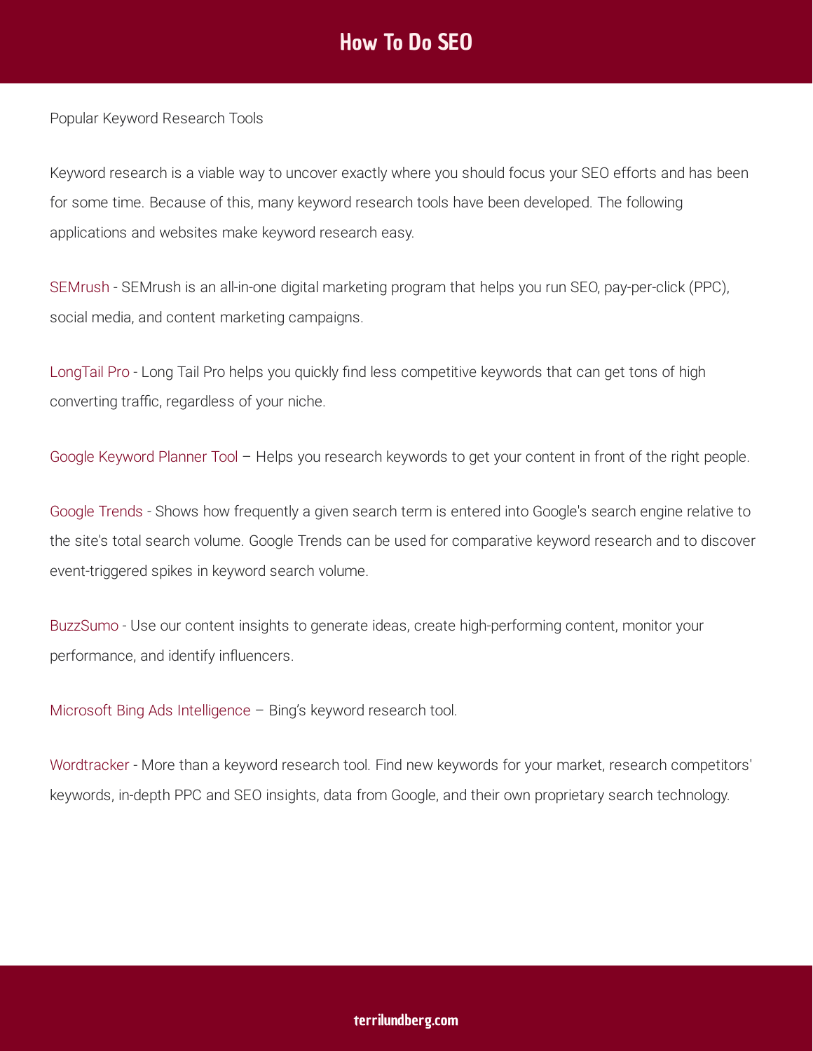Popular Keyword Research Tools

Keyword research is a viable way to uncover exactly where you should focus your SEO efforts and has been for some time. Because of this, many keyword research tools have been developed. The following applications and websites make keyword research easy.

SEMrush - SEMrush is an all-in-one digital marketing program that helps you run SEO, pay-per-click (PPC), social media, and content marketing campaigns.

LongTail Pro - Long Tail Pro helps you quickly find less competitive keywords that can get tons of high converting traffic, regardless of your niche.

Google Keyword Planner Tool – Helps you research keywords to get your content in front of the right people.

Google Trends - Shows how frequently a given search term is entered into Google's search engine relative to the site's total search volume. Google Trends can be used for comparative keyword research and to discover event-triggered spikes in keyword search volume.

BuzzSumo - Use our content insights to generate ideas, create high-performing content, monitor your performance, and identify influencers.

Microsoft Bing Ads Intelligence – Bing's keyword research tool.

Wordtracker - More than a keyword research tool. Find new keywords for your market, research competitors' keywords, in-depth PPC and SEO insights, data from Google, and their own proprietary search technology.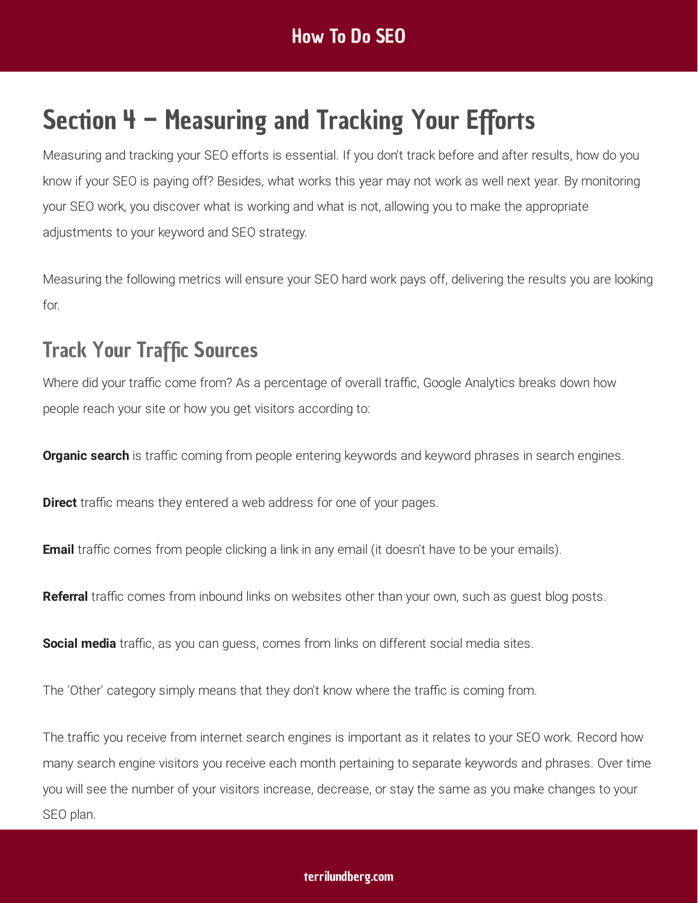# Section 4 – Measuring and Tracking Your Efforts

Measuring and tracking your SEO efforts is essential. If you don't track before and after results, how do you know if your SEO is paying off? Besides, what works this year may not work as well next year. By monitoring your SEO work, you discover what is working and what is not, allowing you to make the appropriate adjustments to your keyword and SEO strategy.

Measuring the following metrics will ensure your SEO hard work pays off, delivering the results you are looking for.

## Track Your Traffic Sources

Where did your traffic come from? As a percentage of overall traffic, Google Analytics breaks down how people reach your site or how you get visitors according to:

**Organic search** is traffic coming from people entering keywords and keyword phrases in search engines.

**Direct** traffic means they entered a web address for one of your pages.

**Email** traffic comes from people clicking a link in any email (it doesn't have to be your emails).

**Referral** traffic comes from inbound links on websites other than your own, such as guest blog posts.

**Social media** traffic, as you can guess, comes from links on different social media sites.

The 'Other' category simply means that they don't know where the traffic is coming from.

The traffic you receive from internet search engines is important as it relates to your SEO work. Record how many search engine visitors you receive each month pertaining to separate keywords and phrases. Over time you will see the number of your visitors increase, decrease, or stay the same as you make changes to your SEO plan.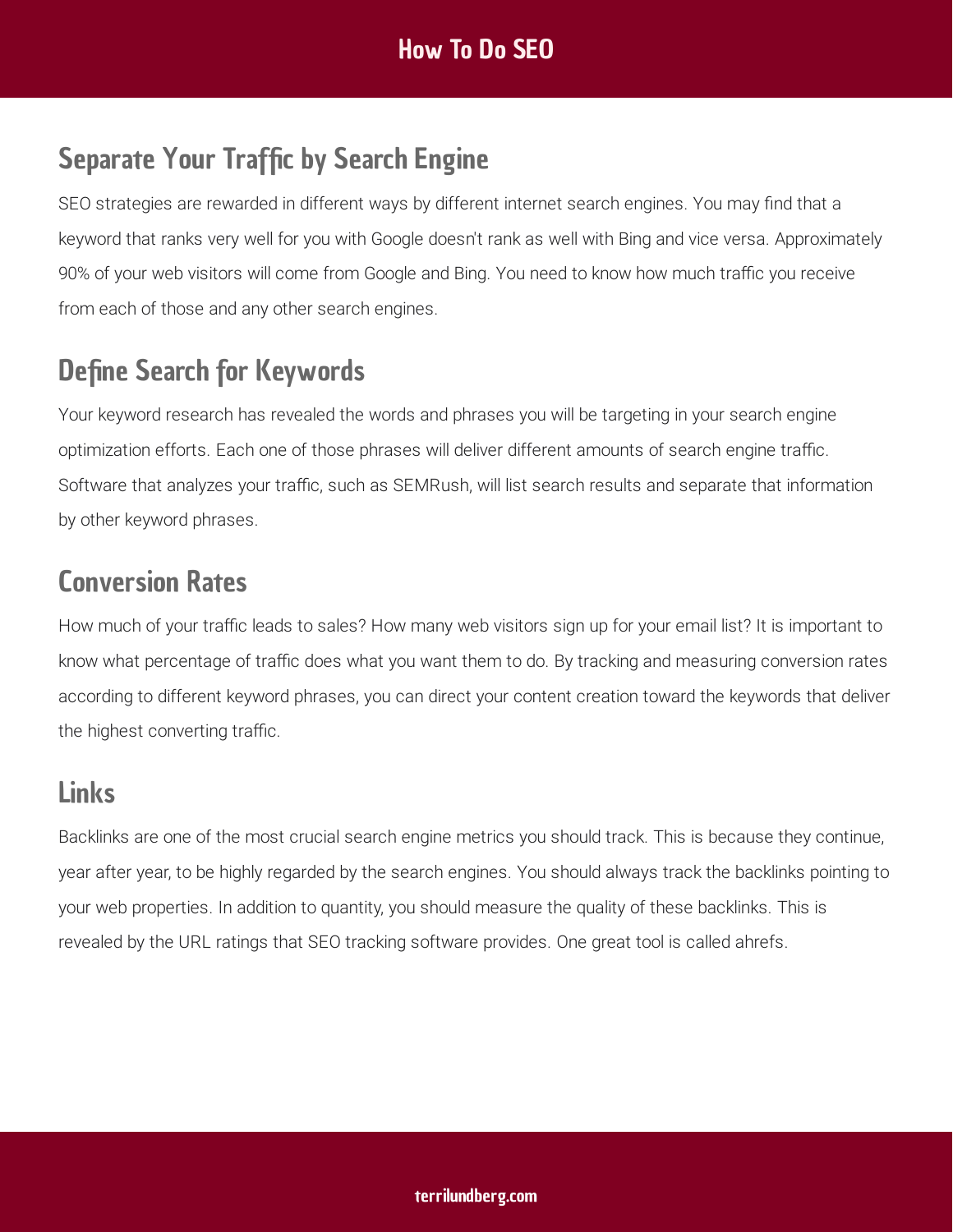## Separate Your Traffic by Search Engine

SEO strategies are rewarded in different ways by different internet search engines. You may find that a keyword that ranks very well for you with Google doesn't rank as well with Bing and vice versa. Approximately 90% of your web visitors will come from Google and Bing. You need to know how much traffic you receive from each of those and any other search engines.

## Define Search for Keywords

Your keyword research has revealed the words and phrases you will be targeting in your search engine optimization efforts. Each one of those phrases will deliver different amounts of search engine traffic. Software that analyzes your traffic, such as SEMRush, will list search results and separate that information by other keyword phrases.

## Conversion Rates

How much of your traffic leads to sales? How many web visitors sign up for your email list? It is important to know what percentage of traffic does what you want them to do. By tracking and measuring conversion rates according to different keyword phrases, you can direct your content creation toward the keywords that deliver the highest converting traffic.

## Links

Backlinks are one of the most crucial search engine metrics you should track. This is because they continue, year after year, to be highly regarded by the search engines. You should always track the backlinks pointing to your web properties. In addition to quantity, you should measure the quality of these backlinks. This is revealed by the URL ratings that SEO tracking software provides. One great tool is called ahrefs.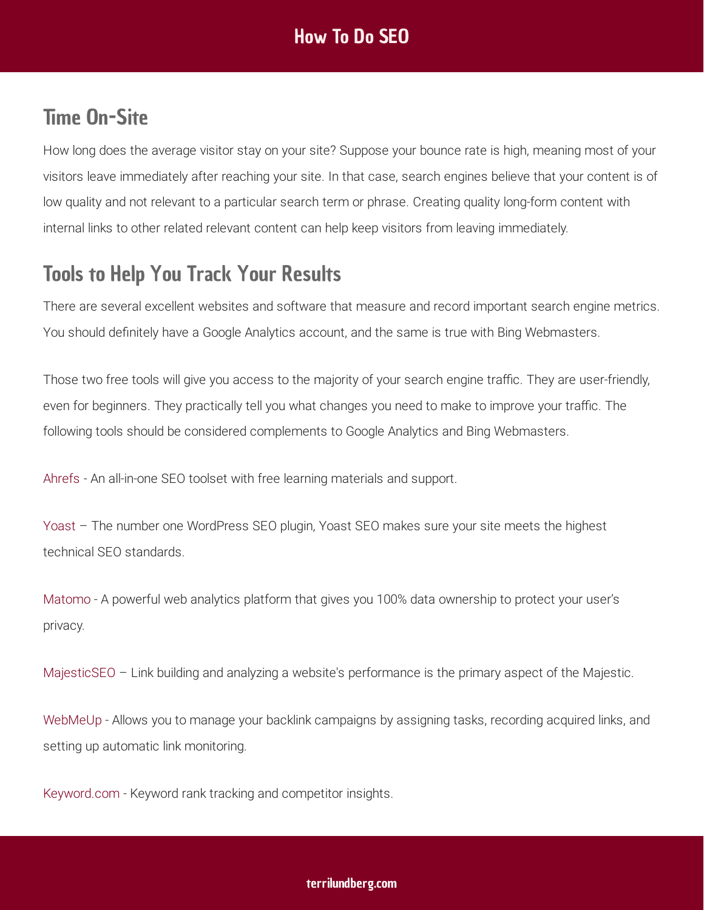## Time On-Site

How long does the average visitor stay on your site? Suppose your bounce rate is high, meaning most of your visitors leave immediately after reaching your site. In that case, search engines believe that your content is of low quality and not relevant to a particular search term or phrase. Creating quality long-form content with internal links to other related relevant content can help keep visitors from leaving immediately.

## Tools to Help You Track Your Results

There are several excellent websites and software that measure and record important search engine metrics. You should definitely have a Google Analytics account, and the same is true with Bing Webmasters.

Those two free tools will give you access to the majority of your search engine traffic. They are user-friendly, even for beginners. They practically tell you what changes you need to make to improve your traffic. The following tools should be considered complements to Google Analytics and Bing Webmasters.

Ahrefs - An all-in-one SEO toolset with free learning materials and support.

Yoast – The number one WordPress SEO plugin, Yoast SEO makes sure your site meets the highest technical SEO standards.

Matomo - A powerful web analytics platform that gives you 100% data ownership to protect your user's privacy.

MajesticSEO – Link building and analyzing a website's performance is the primary aspect of the Majestic.

WebMeUp - Allows you to manage your backlink campaigns by assigning tasks, recording acquired links, and setting up automatic link monitoring.

Keyword.com - Keyword rank tracking and competitor insights.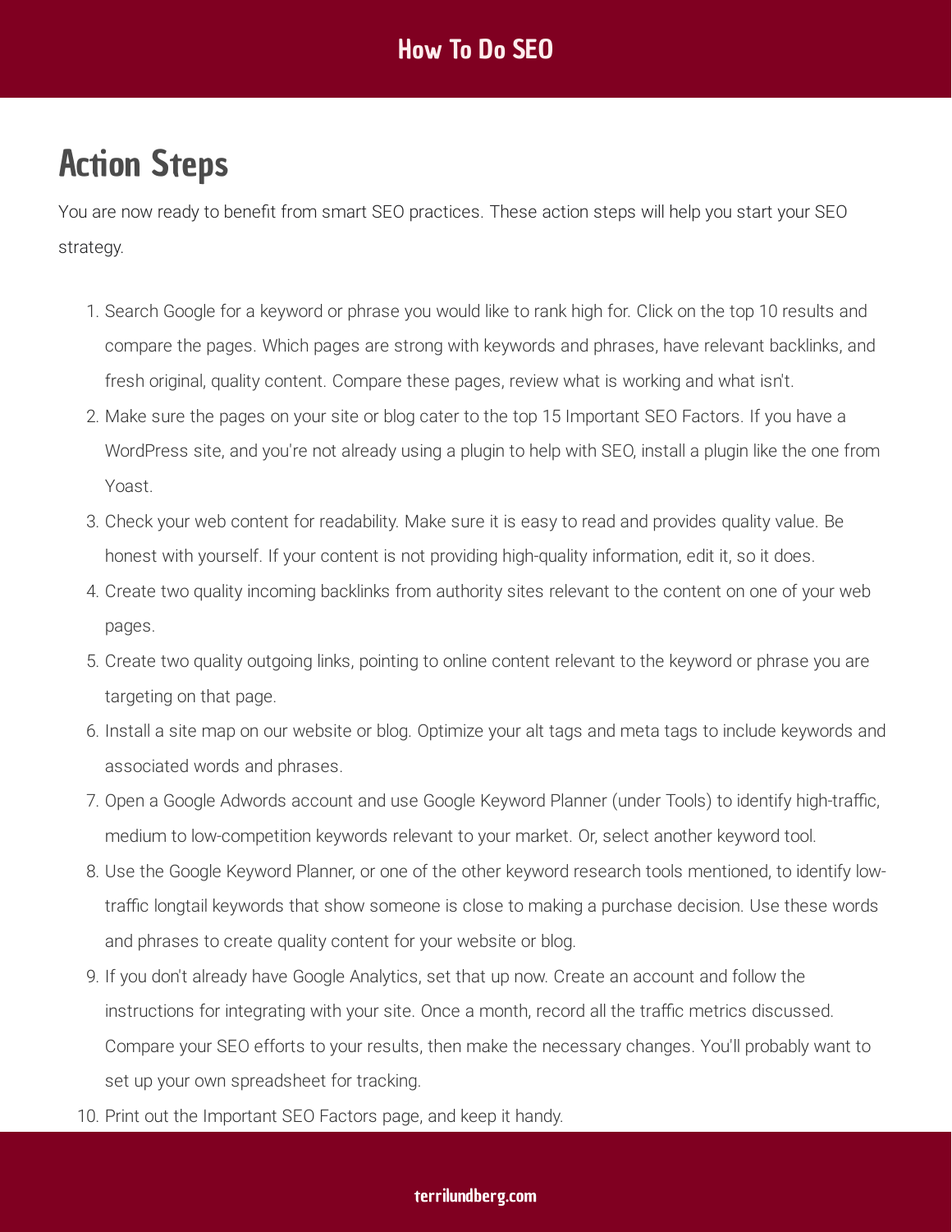## Action Steps

You are now ready to benefit from smart SEO practices. These action steps will help you start your SEO strategy.

1. Search Google for a keyword or phrase you would like to rank high for. Click on the top 10 results and compare the pages. Which pages are strong with keywords and phrases, have relevant backlinks, and fresh original, quality content. Compare these pages, review what is working and what isn't.
2. Make sure the pages on your site or blog cater to the top 15 Important SEO Factors. If you have a WordPress site, and you're not already using a plugin to help with SEO, install a plugin like the one from Yoast.
3. Check your web content for readability. Make sure it is easy to read and provides quality value. Be honest with yourself. If your content is not providing high-quality information, edit it, so it does.
4. Create two quality incoming backlinks from authority sites relevant to the content on one of your web pages.
5. Create two quality outgoing links, pointing to online content relevant to the keyword or phrase you are targeting on that page.
6. Install a site map on our website or blog. Optimize your alt tags and meta tags to include keywords and associated words and phrases.
7. Open a Google Adwords account and use Google Keyword Planner (under Tools) to identify high-traffic, medium to low-competition keywords relevant to your market. Or, select another keyword tool.
8. Use the Google Keyword Planner, or one of the other keyword research tools mentioned, to identify low-traffic longtail keywords that show someone is close to making a purchase decision. Use these words and phrases to create quality content for your website or blog.
9. If you don't already have Google Analytics, set that up now. Create an account and follow the instructions for integrating with your site. Once a month, record all the traffic metrics discussed. Compare your SEO efforts to your results, then make the necessary changes. You'll probably want to set up your own spreadsheet for tracking.
10. Print out the Important SEO Factors page, and keep it handy.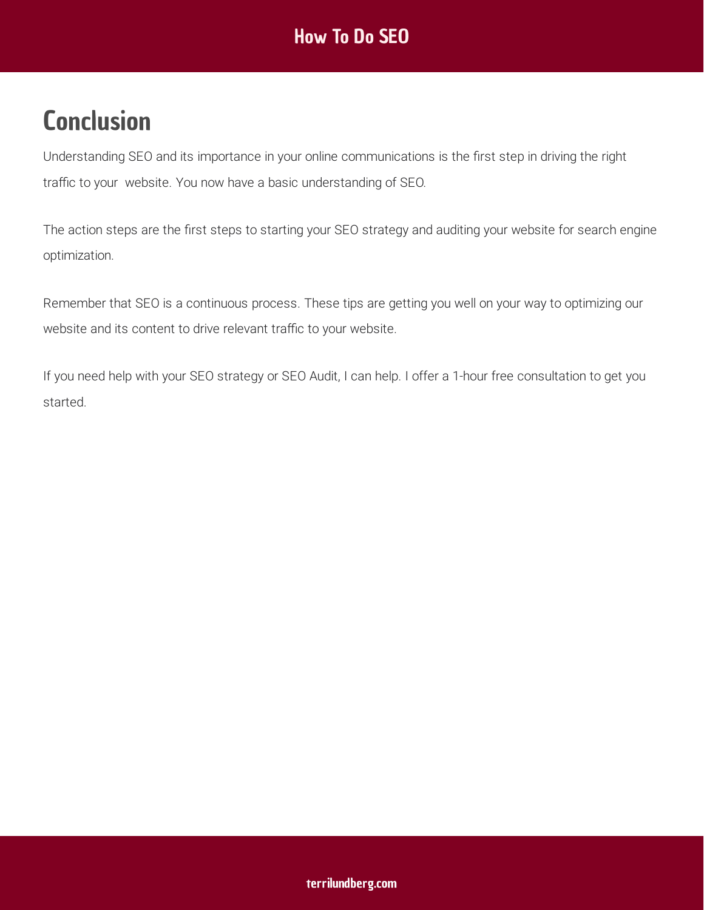# Conclusion

Understanding SEO and its importance in your online communications is the first step in driving the right traffic to your  website. You now have a basic understanding of SEO.

The action steps are the first steps to starting your SEO strategy and auditing your website for search engine optimization.

Remember that SEO is a continuous process. These tips are getting you well on your way to optimizing our website and its content to drive relevant traffic to your website.

If you need help with your SEO strategy or SEO Audit, I can help. I offer a 1-hour free consultation to get you started.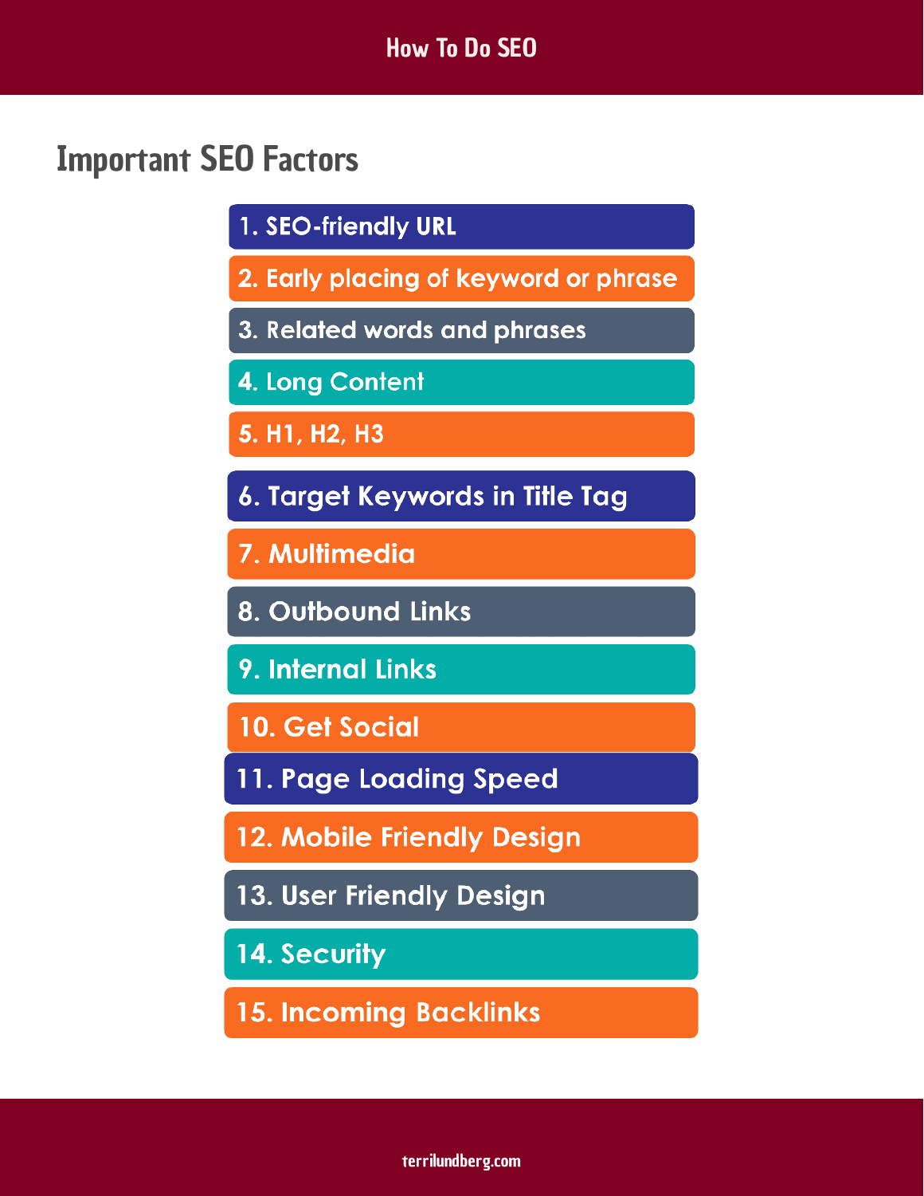## Important SEO Factors

1. SEO-friendly URL
2. Early placing of keyword or phrase
3. Related words and phrases
4. Long Content
5. H1, H2, H3
6. Target Keywords in Title Tag
7. Multimedia
8. Outbound Links
9. Internal Links
10. Get Social
11. Page Loading Speed
12. Mobile Friendly Design
13. User Friendly Design
14. Security
15. Incoming Backlinks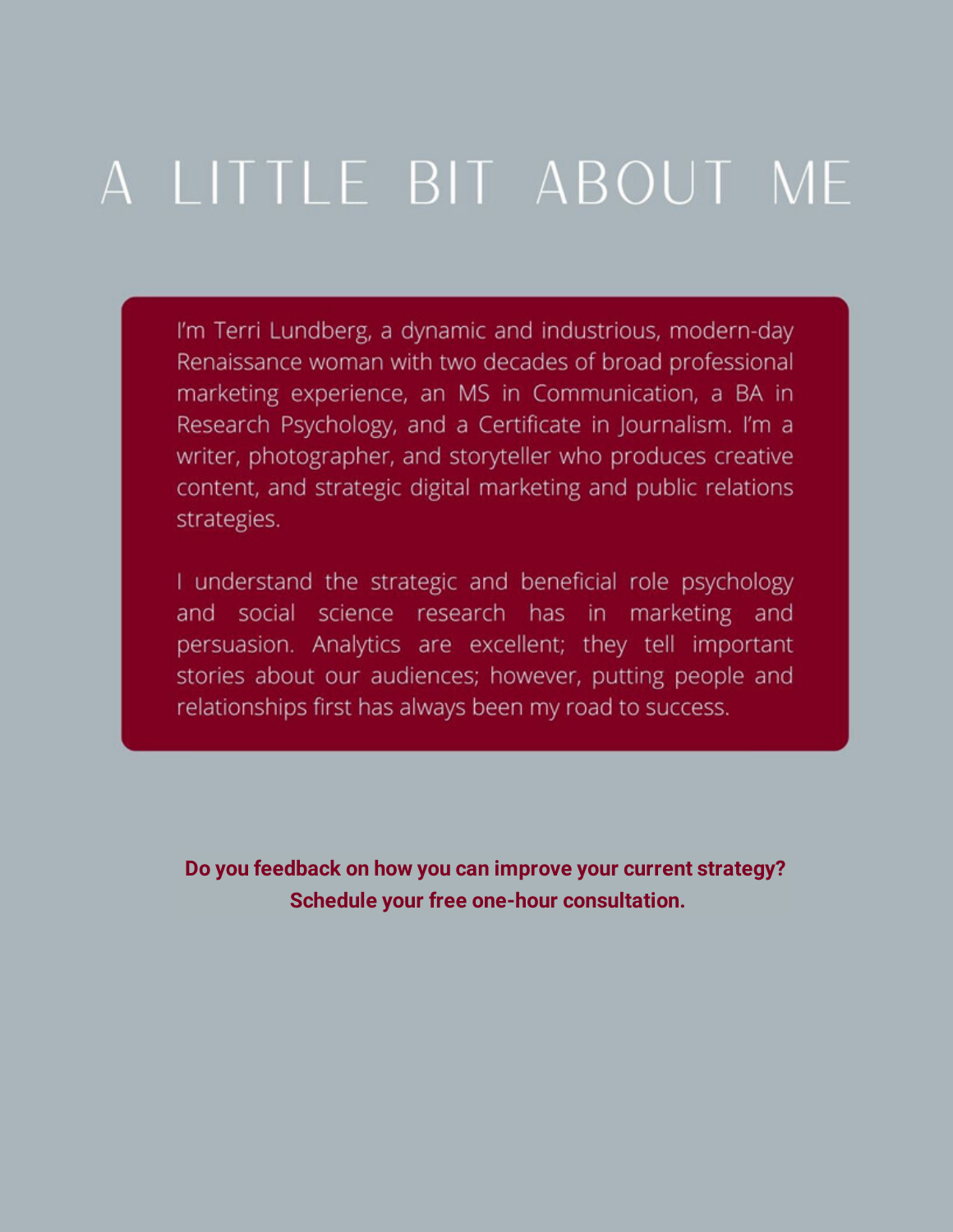# A LITTLE BIT ABOUT ME

I'm Terri Lundberg, a dynamic and industrious, modern-day Renaissance woman with two decades of broad professional marketing experience, an MS in Communication, a BA in Research Psychology, and a Certificate in Journalism. I'm a writer, photographer, and storyteller who produces creative content, and strategic digital marketing and public relations strategies.

I understand the strategic and beneficial role psychology and social science research has in marketing and persuasion. Analytics are excellent; they tell important stories about our audiences; however, putting people and relationships first has always been my road to success.

**Do you feedback on how you can improve your current strategy?**
**Schedule your free one-hour consultation.**